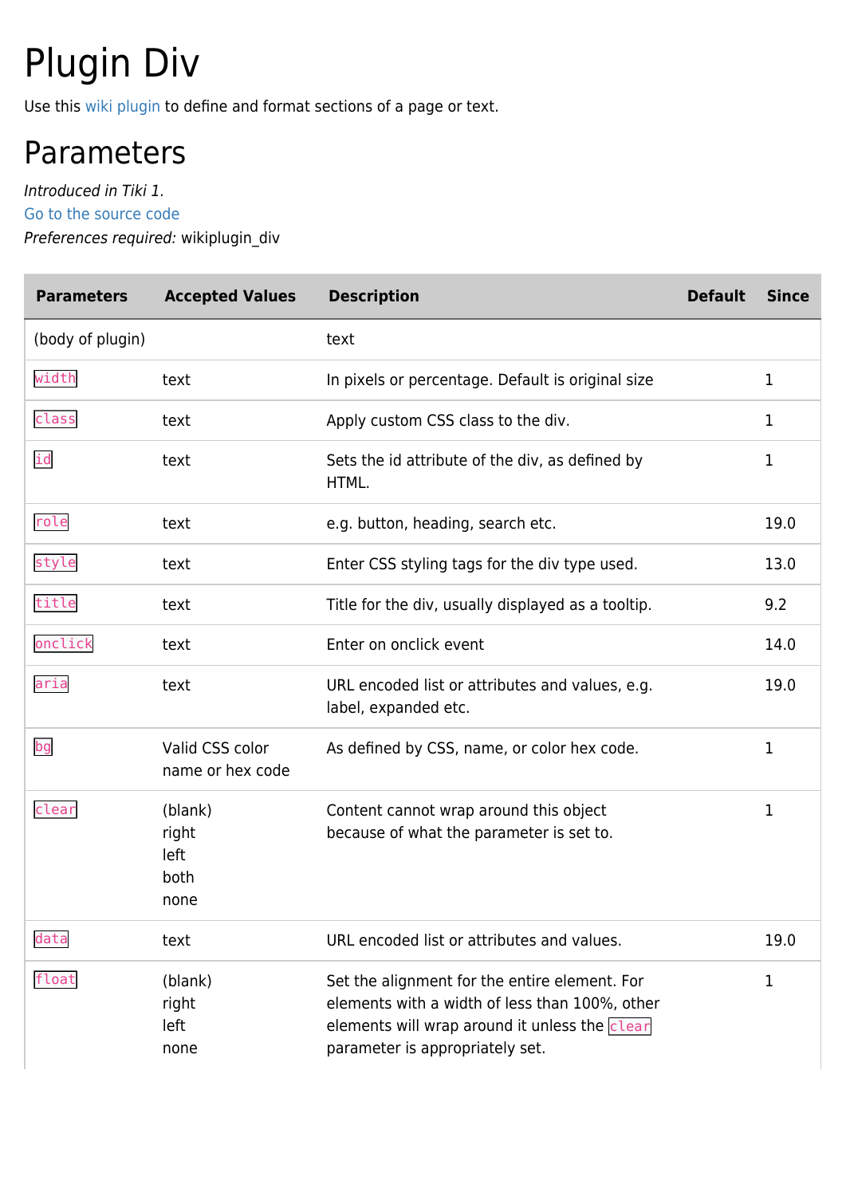# Plugin Div

Use this wiki plugin to define and format sections of a page or text.

## Parameters

*Introduced in Tiki 1.*
Go to the source code
*Preferences required:* wikiplugin_div

| Parameters | Accepted Values | Description | Default | Since |
|---|---|---|---|---|
| (body of plugin) | | text | | |
| `width` | text | In pixels or percentage. Default is original size | | 1 |
| `class` | text | Apply custom CSS class to the div. | | 1 |
| `id` | text | Sets the id attribute of the div, as defined by HTML. | | 1 |
| `role` | text | e.g. button, heading, search etc. | | 19.0 |
| `style` | text | Enter CSS styling tags for the div type used. | | 13.0 |
| `title` | text | Title for the div, usually displayed as a tooltip. | | 9.2 |
| `onclick` | text | Enter on onclick event | | 14.0 |
| `aria` | text | URL encoded list or attributes and values, e.g. label, expanded etc. | | 19.0 |
| `bg` | Valid CSS color name or hex code | As defined by CSS, name, or color hex code. | | 1 |
| `clear` | (blank)<br>right<br>left<br>both<br>none | Content cannot wrap around this object because of what the parameter is set to. | | 1 |
| `data` | text | URL encoded list or attributes and values. | | 19.0 |
| `float` | (blank)<br>right<br>left<br>none | Set the alignment for the entire element. For elements with a width of less than 100%, other elements will wrap around it unless the `clear` parameter is appropriately set. | | 1 |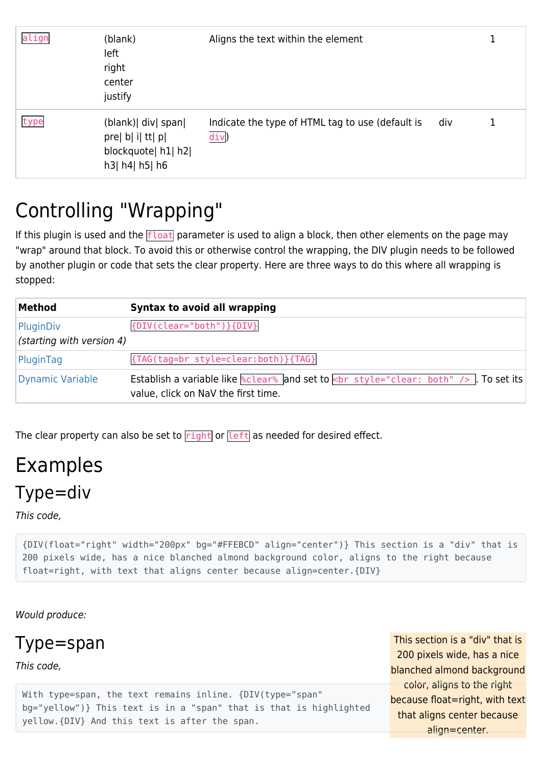| `align` | (blank)<br>left<br>right<br>center<br>justify | Aligns the text within the element | | 1 |
|---|---|---|---|---|
| `type` | (blank)\| div\| span\| pre\| b\| i\| tt\| p\| blockquote\| h1\| h2\| h3\| h4\| h5\| h6 | Indicate the type of HTML tag to use (default is `div`) | div | 1 |

# Controlling "Wrapping"

If this plugin is used and the `float` parameter is used to align a block, then other elements on the page may "wrap" around that block. To avoid this or otherwise control the wrapping, the DIV plugin needs to be followed by another plugin or code that sets the clear property. Here are three ways to do this where all wrapping is stopped:

| Method | Syntax to avoid all wrapping |
|---|---|
| PluginDiv<br>*(starting with version 4)* | `{DIV(clear="both")}{DIV}` |
| PluginTag | `{TAG(tag=br style=clear:both)}{TAG}` |
| Dynamic Variable | Establish a variable like `%clear%` and set to `<br style="clear: both" />`. To set its value, click on NaV the first time. |

The clear property can also be set to `right` or `left` as needed for desired effect.

# Examples

## Type=div

*This code,*

```
{DIV(float="right" width="200px" bg="#FFEBCD" align="center")} This section is a "div" that is 200 pixels wide, has a nice blanched almond background color, aligns to the right because float=right, with text that aligns center because align=center.{DIV}
```

*Would produce:*

This section is a "div" that is 200 pixels wide, has a nice blanched almond background color, aligns to the right because float=right, with text that aligns center because align=center.

## Type=span

*This code,*

```
With type=span, the text remains inline. {DIV(type="span" bg="yellow")} This text is in a "span" that is that is highlighted yellow.{DIV} And this text is after the span.
```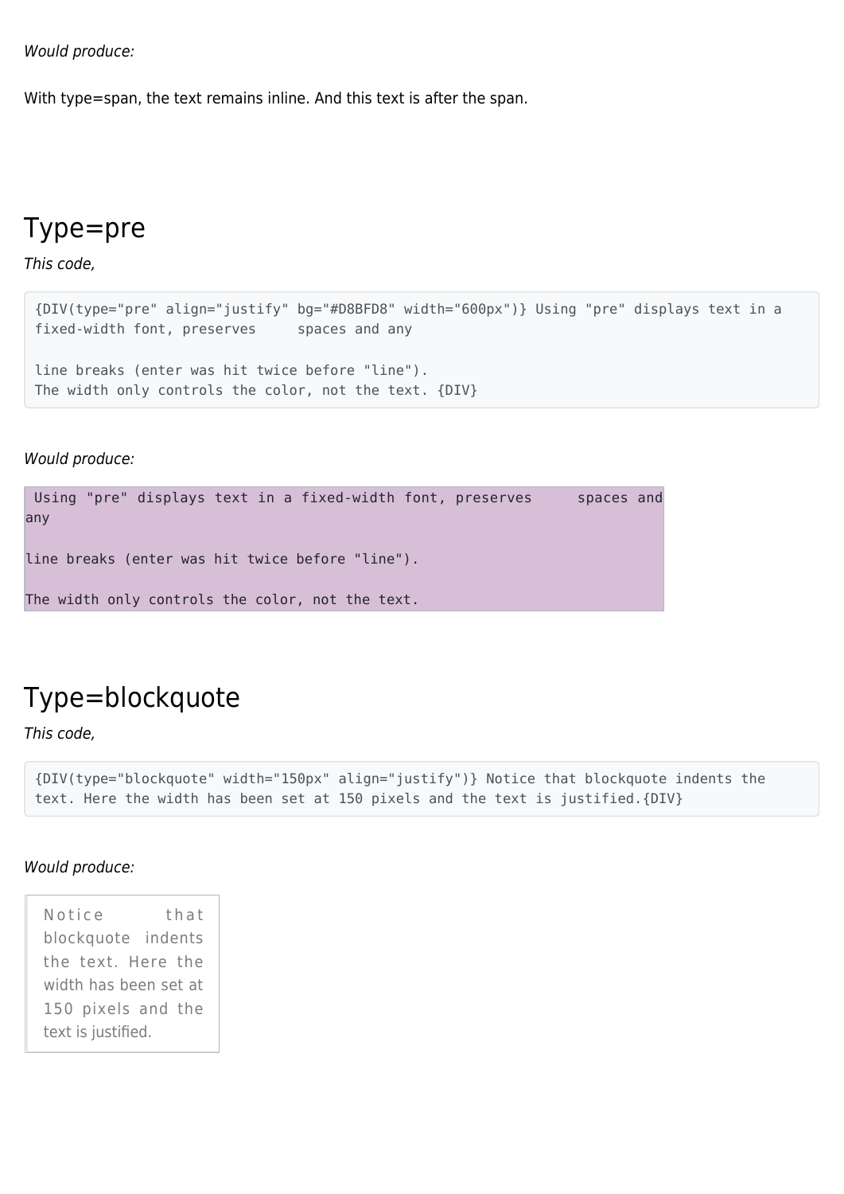*Would produce:*

With type=span, the text remains inline. And this text is after the span.

## Type=pre

*This code,*

```
{DIV(type="pre" align="justify" bg="#D8BFD8" width="600px")} Using "pre" displays text in a fixed-width font, preserves     spaces and any

line breaks (enter was hit twice before "line").
The width only controls the color, not the text. {DIV}
```

*Would produce:*

```
 Using "pre" displays text in a fixed-width font, preserves     spaces and any

line breaks (enter was hit twice before "line").

The width only controls the color, not the text.
```

## Type=blockquote

*This code,*

```
{DIV(type="blockquote" width="150px" align="justify")} Notice that blockquote indents the text. Here the width has been set at 150 pixels and the text is justified.{DIV}
```

*Would produce:*

> Notice that blockquote indents the text. Here the width has been set at 150 pixels and the text is justified.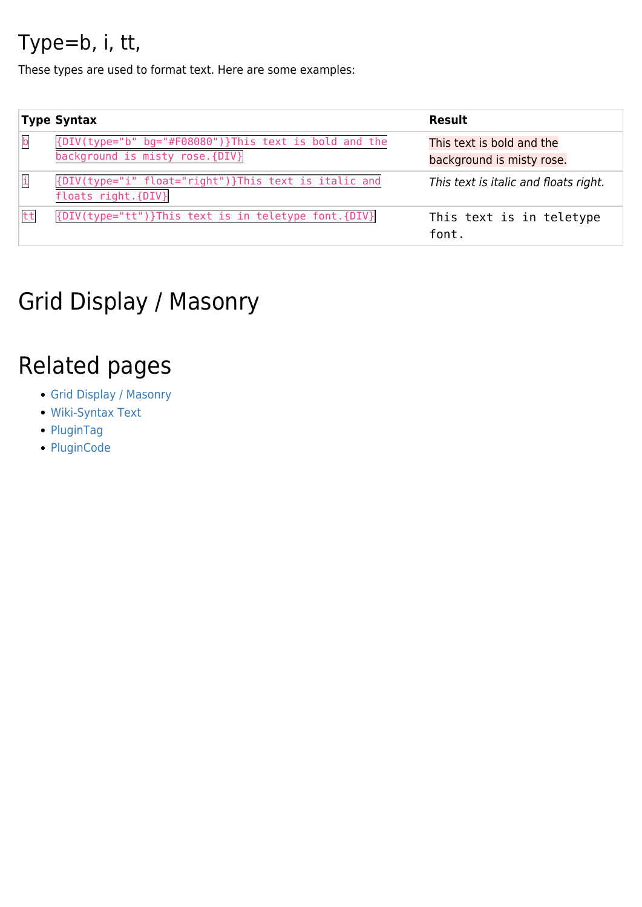## Type=b, i, tt,

These types are used to format text. Here are some examples:

| Type | Syntax | Result |
| --- | --- | --- |
| `b` | `{DIV(type="b" bg="#F08080")}This text is bold and the background is misty rose.{DIV}` | This text is bold and the background is misty rose. |
| `i` | `{DIV(type="i" float="right")}This text is italic and floats right.{DIV}` | *This text is italic and floats right.* |
| `tt` | `{DIV(type="tt")}This text is in teletype font.{DIV}` | `This text is in teletype font.` |

# Grid Display / Masonry

# Related pages

- Grid Display / Masonry
- Wiki-Syntax Text
- PluginTag
- PluginCode